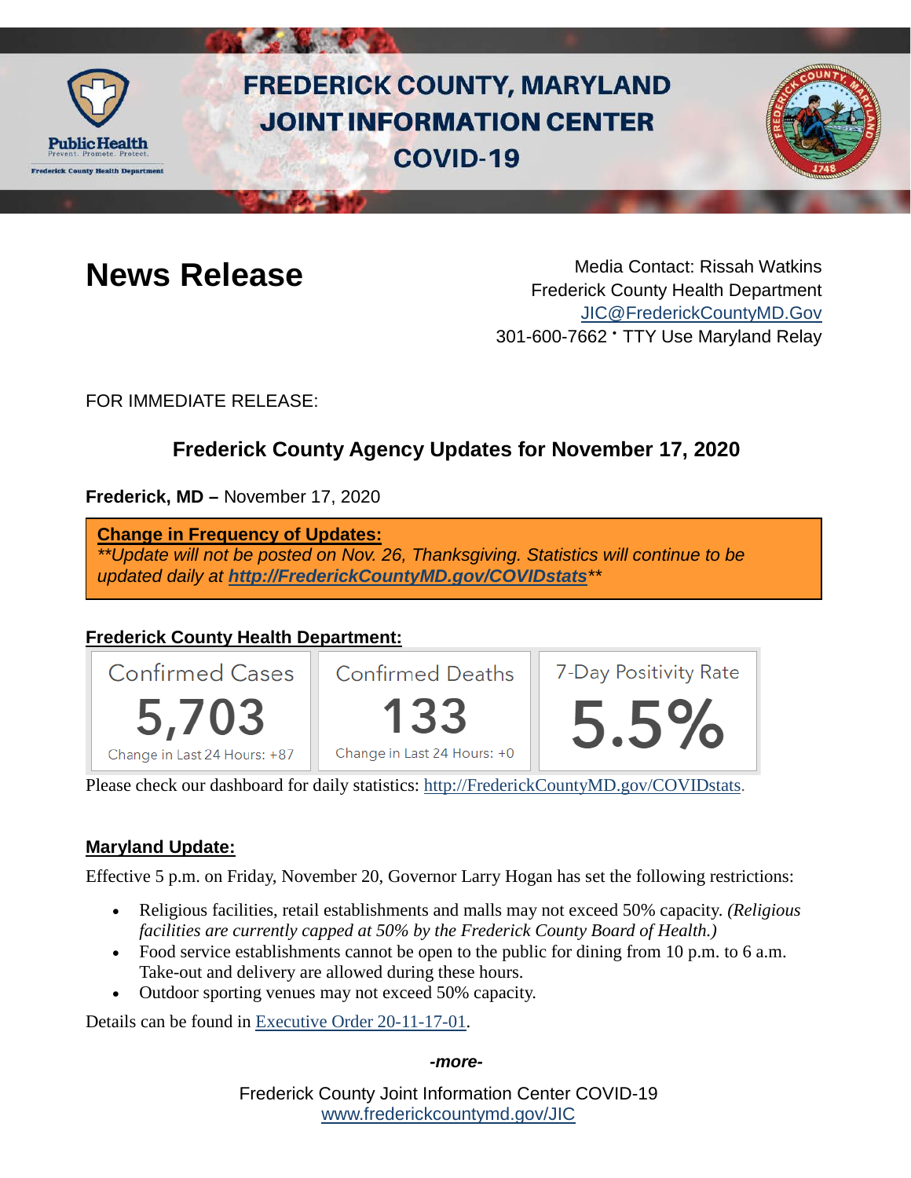# FREDERICK COUNTY, MARYLAND JOINT INFORMATION CENTER COVID-19

## News Release

Media Contact: Rissah Watkins
Frederick County Health Department
JIC@FrederickCountyMD.Gov
301-600-7662 • TTY Use Maryland Relay

FOR IMMEDIATE RELEASE:

### Frederick County Agency Updates for November 17, 2020

**Frederick, MD –** November 17, 2020

**Change in Frequency of Updates:**
*\*\*Update will not be posted on Nov. 26, Thanksgiving. Statistics will continue to be updated daily at* ***http://FrederickCountyMD.gov/COVIDstats****\*\**

**Frederick County Health Department:**

| Confirmed Cases | Confirmed Deaths | 7-Day Positivity Rate |
|---|---|---|
| 5,703 | 133 | 5.5% |
| Change in Last 24 Hours: +87 | Change in Last 24 Hours: +0 | |

Please check our dashboard for daily statistics: http://FrederickCountyMD.gov/COVIDstats.

**Maryland Update:**

Effective 5 p.m. on Friday, November 20, Governor Larry Hogan has set the following restrictions:

- Religious facilities, retail establishments and malls may not exceed 50% capacity. *(Religious facilities are currently capped at 50% by the Frederick County Board of Health.)*
- Food service establishments cannot be open to the public for dining from 10 p.m. to 6 a.m. Take-out and delivery are allowed during these hours.
- Outdoor sporting venues may not exceed 50% capacity.

Details can be found in Executive Order 20-11-17-01.

***-more-***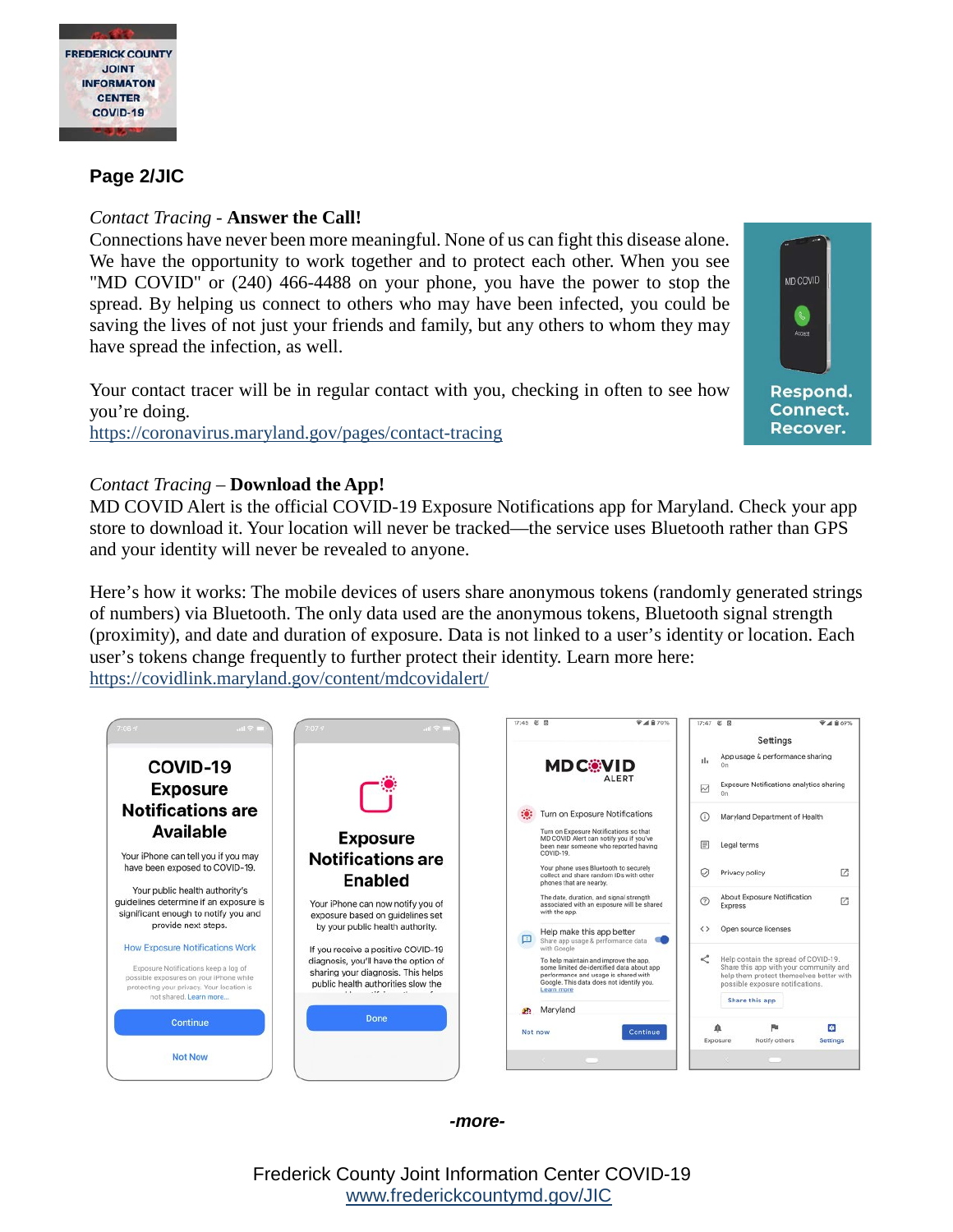**Page 2/JIC**

*Contact Tracing* - **Answer the Call!**

Connections have never been more meaningful. None of us can fight this disease alone. We have the opportunity to work together and to protect each other. When you see "MD COVID" or (240) 466-4488 on your phone, you have the power to stop the spread. By helping us connect to others who may have been infected, you could be saving the lives of not just your friends and family, but any others to whom they may have spread the infection, as well.

Your contact tracer will be in regular contact with you, checking in often to see how you're doing.
https://coronavirus.maryland.gov/pages/contact-tracing

*Contact Tracing* – **Download the App!**

MD COVID Alert is the official COVID-19 Exposure Notifications app for Maryland. Check your app store to download it. Your location will never be tracked—the service uses Bluetooth rather than GPS and your identity will never be revealed to anyone.

Here's how it works: The mobile devices of users share anonymous tokens (randomly generated strings of numbers) via Bluetooth. The only data used are the anonymous tokens, Bluetooth signal strength (proximity), and date and duration of exposure. Data is not linked to a user's identity or location. Each user's tokens change frequently to further protect their identity. Learn more here:
https://covidlink.maryland.gov/content/mdcovidalert/

*-more-*

Frederick County Joint Information Center COVID-19
www.frederickcountymd.gov/JIC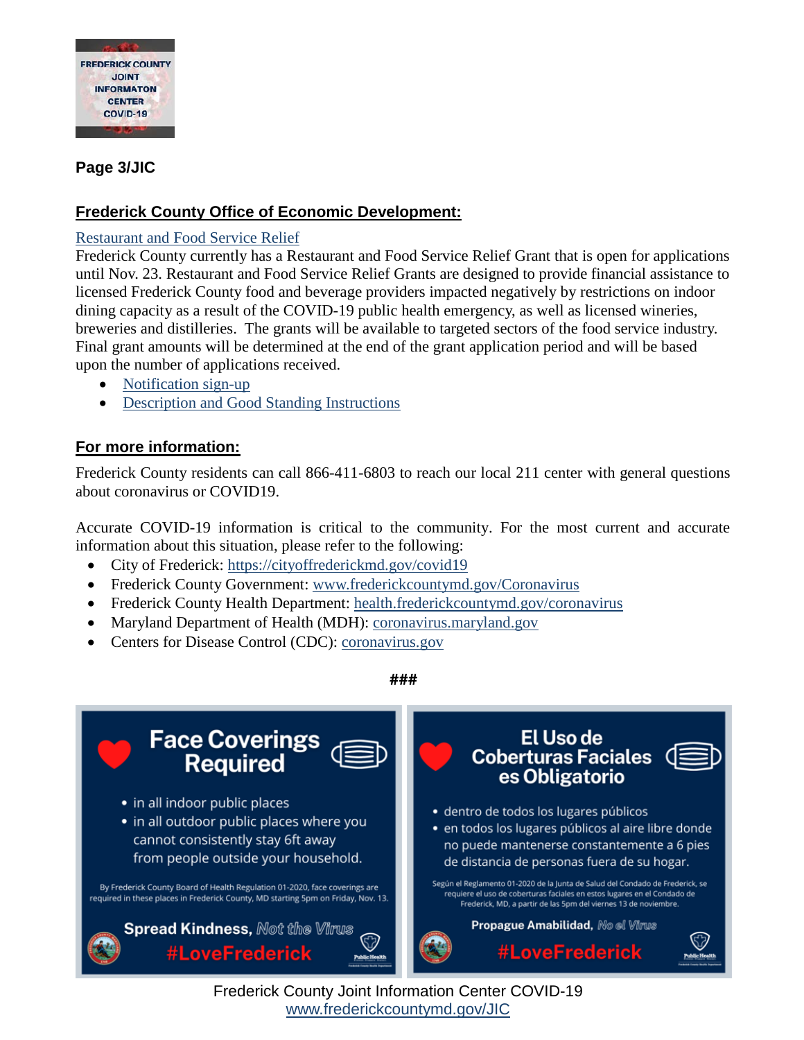**Page 3/JIC**

## Frederick County Office of Economic Development:

Restaurant and Food Service Relief

Frederick County currently has a Restaurant and Food Service Relief Grant that is open for applications until Nov. 23. Restaurant and Food Service Relief Grants are designed to provide financial assistance to licensed Frederick County food and beverage providers impacted negatively by restrictions on indoor dining capacity as a result of the COVID-19 public health emergency, as well as licensed wineries, breweries and distilleries. The grants will be available to targeted sectors of the food service industry. Final grant amounts will be determined at the end of the grant application period and will be based upon the number of applications received.

- Notification sign-up
- Description and Good Standing Instructions

## For more information:

Frederick County residents can call 866-411-6803 to reach our local 211 center with general questions about coronavirus or COVID19.

Accurate COVID-19 information is critical to the community. For the most current and accurate information about this situation, please refer to the following:

- City of Frederick: https://cityoffrederickmd.gov/covid19
- Frederick County Government: www.frederickcountymd.gov/Coronavirus
- Frederick County Health Department: health.frederickcountymd.gov/coronavirus
- Maryland Department of Health (MDH): coronavirus.maryland.gov
- Centers for Disease Control (CDC): coronavirus.gov

###

**Face Coverings Required**

- in all indoor public places
- in all outdoor public places where you cannot consistently stay 6ft away from people outside your household.

By Frederick County Board of Health Regulation 01-2020, face coverings are required in these places in Frederick County, MD starting 5pm on Friday, Nov. 13.

**Spread Kindness,** *Not the Virus*

**#LoveFrederick**

**El Uso de Coberturas Faciales es Obligatorio**

- dentro de todos los lugares públicos
- en todos los lugares públicos al aire libre donde no puede mantenerse constantemente a 6 pies de distancia de personas fuera de su hogar.

Según el Reglamento 01-2020 de la Junta de Salud del Condado de Frederick, se requiere el uso de coberturas faciales en estos lugares en el Condado de Frederick, MD, a partir de las 5pm del viernes 13 de noviembre.

**Propague Amabilidad,** *No el Virus*

**#LoveFrederick**

Frederick County Joint Information Center COVID-19
www.frederickcountymd.gov/JIC